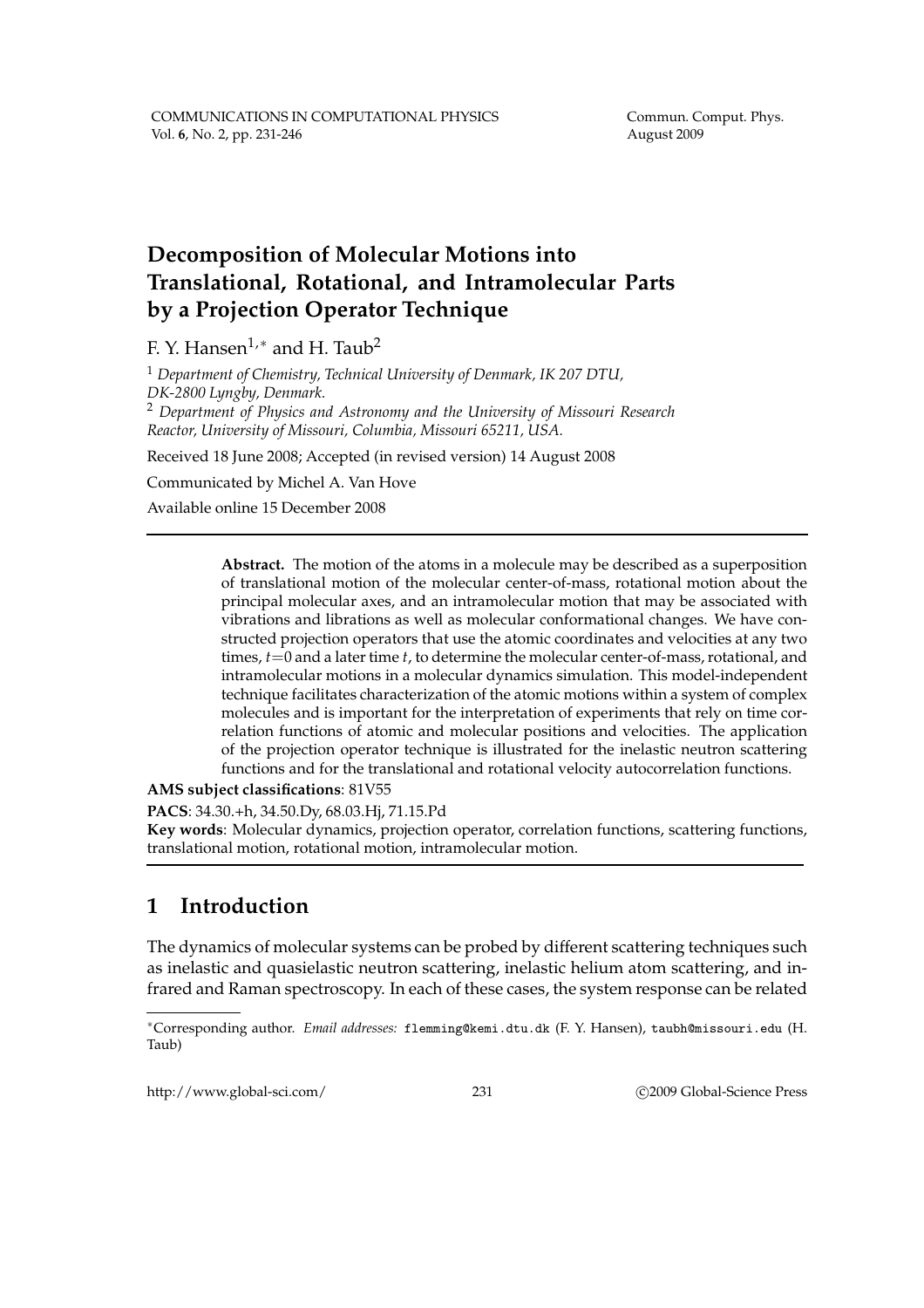# Decomposition of Molecular Motions into Translational, Rotational, and Intramolecular Parts by a Projection Operator Technique

F. Y. Hansen[1,∗] and H. Taub[2]

[1] *Department of Chemistry, Technical University of Denmark, IK 207 DTU, DK-2800 Lyngby, Denmark.*
[2] *Department of Physics and Astronomy and the University of Missouri Research Reactor, University of Missouri, Columbia, Missouri 65211, USA.*

Received 18 June 2008; Accepted (in revised version) 14 August 2008

Communicated by Michel A. Van Hove

Available online 15 December 2008

---

**Abstract.** The motion of the atoms in a molecule may be described as a superposition of translational motion of the molecular center-of-mass, rotational motion about the principal molecular axes, and an intramolecular motion that may be associated with vibrations and librations as well as molecular conformational changes. We have constructed projection operators that use the atomic coordinates and velocities at any two times, $t=0$ and a later time $t$, to determine the molecular center-of-mass, rotational, and intramolecular motions in a molecular dynamics simulation. This model-independent technique facilitates characterization of the atomic motions within a system of complex molecules and is important for the interpretation of experiments that rely on time correlation functions of atomic and molecular positions and velocities. The application of the projection operator technique is illustrated for the inelastic neutron scattering functions and for the translational and rotational velocity autocorrelation functions.

**AMS subject classifications**: 81V55

**PACS**: 34.30.+h, 34.50.Dy, 68.03.Hj, 71.15.Pd

**Key words**: Molecular dynamics, projection operator, correlation functions, scattering functions, translational motion, rotational motion, intramolecular motion.

---

## 1 Introduction

The dynamics of molecular systems can be probed by different scattering techniques such as inelastic and quasielastic neutron scattering, inelastic helium atom scattering, and infrared and Raman spectroscopy. In each of these cases, the system response can be related

---

∗Corresponding author. *Email addresses:* flemming@kemi.dtu.dk (F. Y. Hansen), taubh@missouri.edu (H. Taub)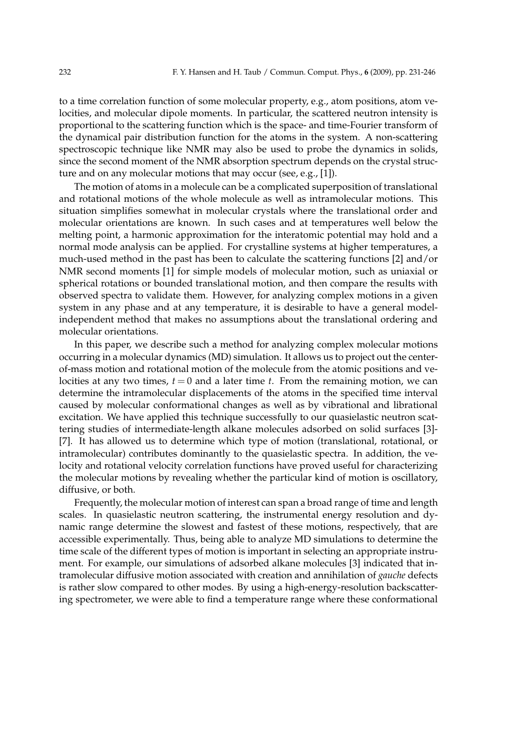to a time correlation function of some molecular property, e.g., atom positions, atom velocities, and molecular dipole moments. In particular, the scattered neutron intensity is proportional to the scattering function which is the space- and time-Fourier transform of the dynamical pair distribution function for the atoms in the system. A non-scattering spectroscopic technique like NMR may also be used to probe the dynamics in solids, since the second moment of the NMR absorption spectrum depends on the crystal structure and on any molecular motions that may occur (see, e.g., [1]).

The motion of atoms in a molecule can be a complicated superposition of translational and rotational motions of the whole molecule as well as intramolecular motions. This situation simplifies somewhat in molecular crystals where the translational order and molecular orientations are known. In such cases and at temperatures well below the melting point, a harmonic approximation for the interatomic potential may hold and a normal mode analysis can be applied. For crystalline systems at higher temperatures, a much-used method in the past has been to calculate the scattering functions [2] and/or NMR second moments [1] for simple models of molecular motion, such as uniaxial or spherical rotations or bounded translational motion, and then compare the results with observed spectra to validate them. However, for analyzing complex motions in a given system in any phase and at any temperature, it is desirable to have a general model-independent method that makes no assumptions about the translational ordering and molecular orientations.

In this paper, we describe such a method for analyzing complex molecular motions occurring in a molecular dynamics (MD) simulation. It allows us to project out the center-of-mass motion and rotational motion of the molecule from the atomic positions and velocities at any two times, $t=0$ and a later time $t$. From the remaining motion, we can determine the intramolecular displacements of the atoms in the specified time interval caused by molecular conformational changes as well as by vibrational and librational excitation. We have applied this technique successfully to our quasielastic neutron scattering studies of intermediate-length alkane molecules adsorbed on solid surfaces [3]-[7]. It has allowed us to determine which type of motion (translational, rotational, or intramolecular) contributes dominantly to the quasielastic spectra. In addition, the velocity and rotational velocity correlation functions have proved useful for characterizing the molecular motions by revealing whether the particular kind of motion is oscillatory, diffusive, or both.

Frequently, the molecular motion of interest can span a broad range of time and length scales. In quasielastic neutron scattering, the instrumental energy resolution and dynamic range determine the slowest and fastest of these motions, respectively, that are accessible experimentally. Thus, being able to analyze MD simulations to determine the time scale of the different types of motion is important in selecting an appropriate instrument. For example, our simulations of adsorbed alkane molecules [3] indicated that intramolecular diffusive motion associated with creation and annihilation of *gauche* defects is rather slow compared to other modes. By using a high-energy-resolution backscattering spectrometer, we were able to find a temperature range where these conformational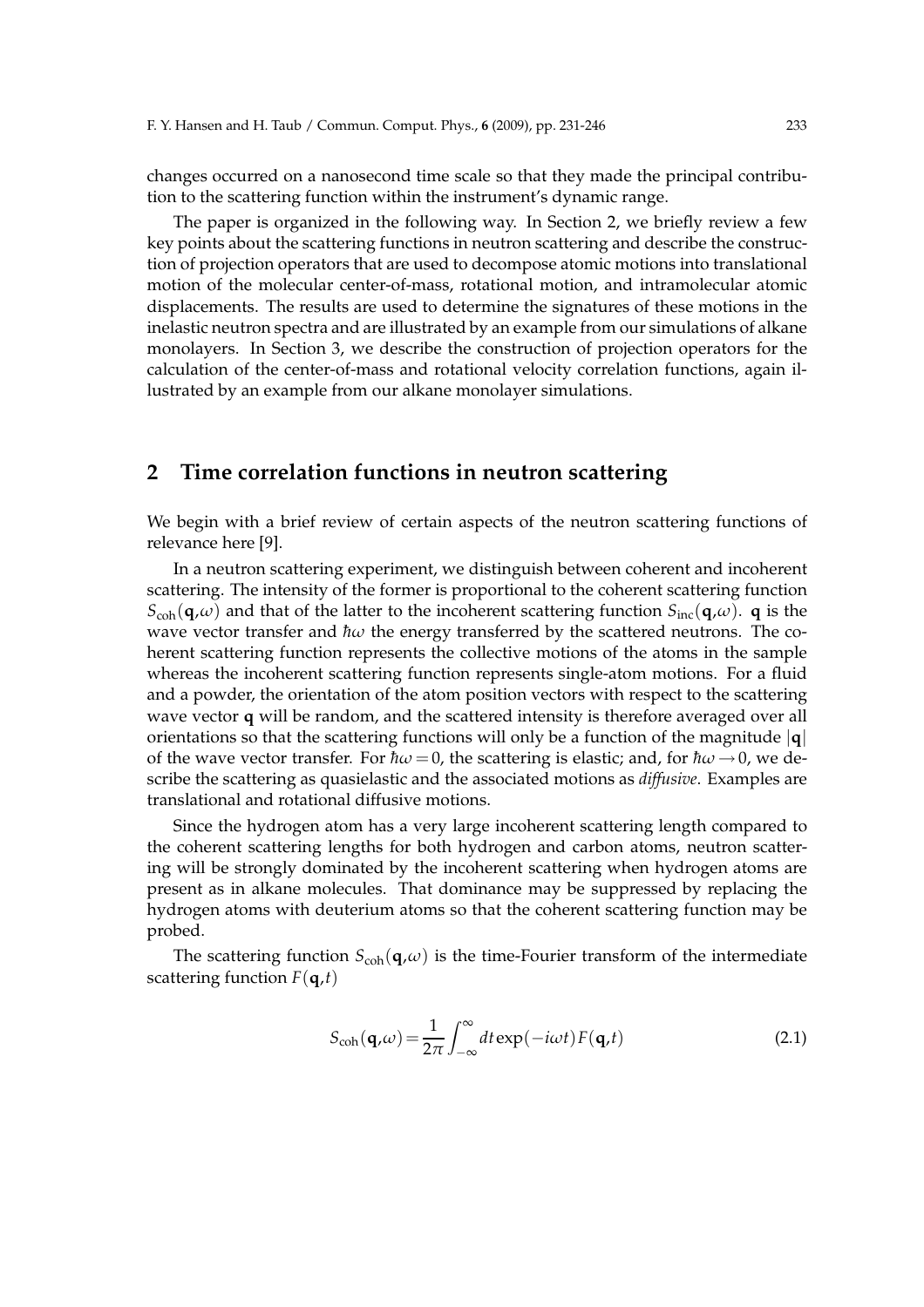changes occurred on a nanosecond time scale so that they made the principal contribution to the scattering function within the instrument's dynamic range.

The paper is organized in the following way. In Section 2, we briefly review a few key points about the scattering functions in neutron scattering and describe the construction of projection operators that are used to decompose atomic motions into translational motion of the molecular center-of-mass, rotational motion, and intramolecular atomic displacements. The results are used to determine the signatures of these motions in the inelastic neutron spectra and are illustrated by an example from our simulations of alkane monolayers. In Section 3, we describe the construction of projection operators for the calculation of the center-of-mass and rotational velocity correlation functions, again illustrated by an example from our alkane monolayer simulations.

## 2 Time correlation functions in neutron scattering

We begin with a brief review of certain aspects of the neutron scattering functions of relevance here [9].

In a neutron scattering experiment, we distinguish between coherent and incoherent scattering. The intensity of the former is proportional to the coherent scattering function $S_{\rm coh}(\mathbf{q},\omega)$ and that of the latter to the incoherent scattering function $S_{\rm inc}(\mathbf{q},\omega)$. $\mathbf{q}$ is the wave vector transfer and $\hbar\omega$ the energy transferred by the scattered neutrons. The coherent scattering function represents the collective motions of the atoms in the sample whereas the incoherent scattering function represents single-atom motions. For a fluid and a powder, the orientation of the atom position vectors with respect to the scattering wave vector $\mathbf{q}$ will be random, and the scattered intensity is therefore averaged over all orientations so that the scattering functions will only be a function of the magnitude $|\mathbf{q}|$ of the wave vector transfer. For $\hbar\omega = 0$, the scattering is elastic; and, for $\hbar\omega \to 0$, we describe the scattering as quasielastic and the associated motions as *diffusive*. Examples are translational and rotational diffusive motions.

Since the hydrogen atom has a very large incoherent scattering length compared to the coherent scattering lengths for both hydrogen and carbon atoms, neutron scattering will be strongly dominated by the incoherent scattering when hydrogen atoms are present as in alkane molecules. That dominance may be suppressed by replacing the hydrogen atoms with deuterium atoms so that the coherent scattering function may be probed.

The scattering function $S_{\rm coh}(\mathbf{q},\omega)$ is the time-Fourier transform of the intermediate scattering function $F(\mathbf{q},t)$

$$S_{\rm coh}(\mathbf{q},\omega) = \frac{1}{2\pi}\int_{-\infty}^{\infty} dt \exp(-i\omega t) F(\mathbf{q},t) \tag{2.1}$$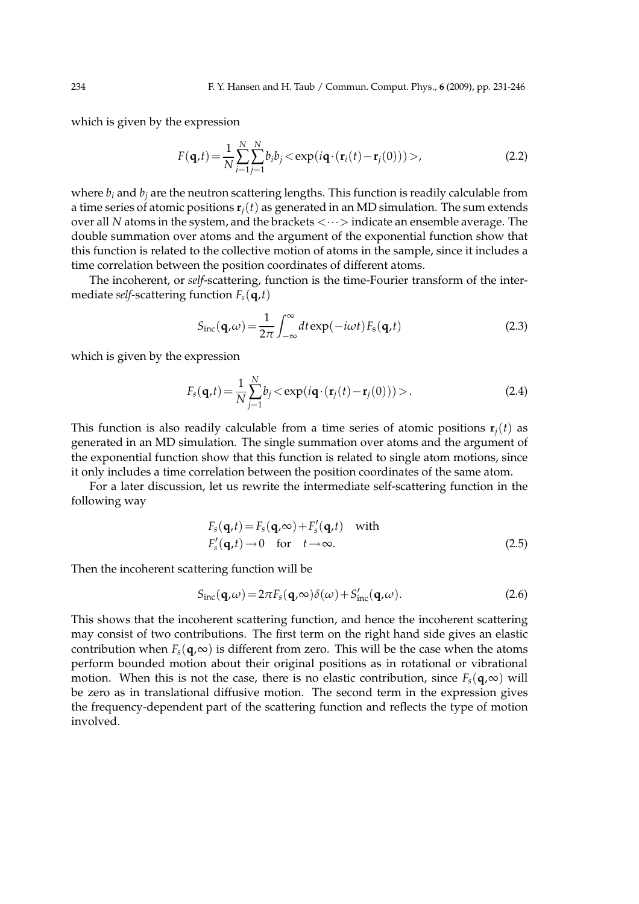which is given by the expression

$$F(\mathbf{q},t) = \frac{1}{N}\sum_{i=1}^{N}\sum_{j=1}^{N} b_i b_j < \exp(i\mathbf{q}\cdot(\mathbf{r}_i(t) - \mathbf{r}_j(0))) >, \tag{2.2}$$

where $b_i$ and $b_j$ are the neutron scattering lengths. This function is readily calculable from a time series of atomic positions $\mathbf{r}_j(t)$ as generated in an MD simulation. The sum extends over all $N$ atoms in the system, and the brackets $< \cdots >$ indicate an ensemble average. The double summation over atoms and the argument of the exponential function show that this function is related to the collective motion of atoms in the sample, since it includes a time correlation between the position coordinates of different atoms.

The incoherent, or *self*-scattering, function is the time-Fourier transform of the intermediate *self*-scattering function $F_s(\mathbf{q},t)$

$$S_{\text{inc}}(\mathbf{q},\omega) = \frac{1}{2\pi}\int_{-\infty}^{\infty} dt \exp(-i\omega t) F_s(\mathbf{q},t) \tag{2.3}$$

which is given by the expression

$$F_s(\mathbf{q},t) = \frac{1}{N}\sum_{j=1}^{N} b_j < \exp(i\mathbf{q}\cdot(\mathbf{r}_j(t) - \mathbf{r}_j(0))) >. \tag{2.4}$$

This function is also readily calculable from a time series of atomic positions $\mathbf{r}_j(t)$ as generated in an MD simulation. The single summation over atoms and the argument of the exponential function show that this function is related to single atom motions, since it only includes a time correlation between the position coordinates of the same atom.

For a later discussion, let us rewrite the intermediate self-scattering function in the following way

$$\begin{aligned} &F_s(\mathbf{q},t) = F_s(\mathbf{q},\infty) + F_s'(\mathbf{q},t) \quad \text{with} \\ &F_s'(\mathbf{q},t) \to 0 \quad \text{for} \quad t \to \infty. \end{aligned} \tag{2.5}$$

Then the incoherent scattering function will be

$$S_{\text{inc}}(\mathbf{q},\omega) = 2\pi F_s(\mathbf{q},\infty)\delta(\omega) + S_{\text{inc}}'(\mathbf{q},\omega). \tag{2.6}$$

This shows that the incoherent scattering function, and hence the incoherent scattering may consist of two contributions. The first term on the right hand side gives an elastic contribution when $F_s(\mathbf{q},\infty)$ is different from zero. This will be the case when the atoms perform bounded motion about their original positions as in rotational or vibrational motion. When this is not the case, there is no elastic contribution, since $F_s(\mathbf{q},\infty)$ will be zero as in translational diffusive motion. The second term in the expression gives the frequency-dependent part of the scattering function and reflects the type of motion involved.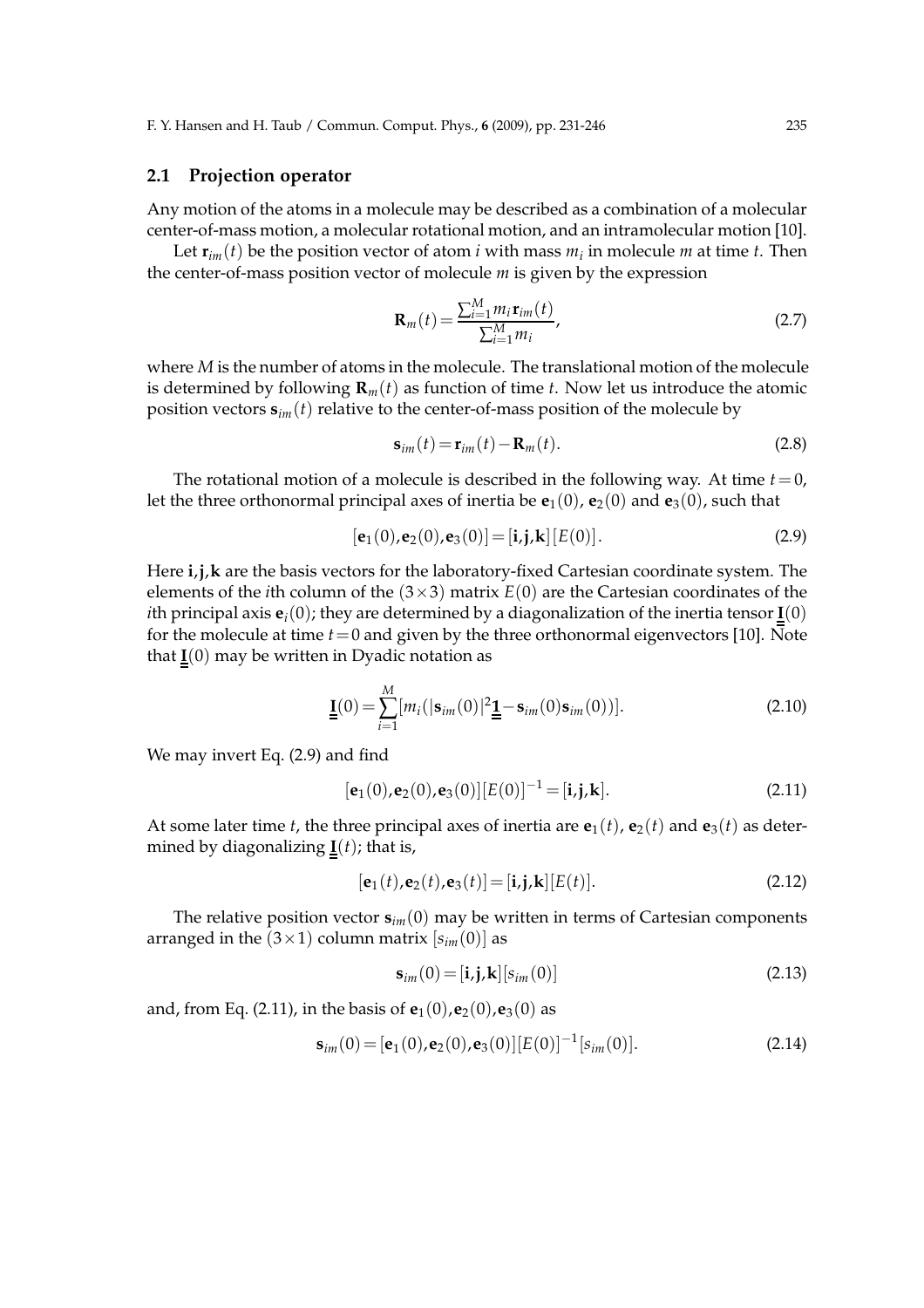### 2.1 Projection operator

Any motion of the atoms in a molecule may be described as a combination of a molecular center-of-mass motion, a molecular rotational motion, and an intramolecular motion [10].

Let $\mathbf{r}_{im}(t)$ be the position vector of atom $i$ with mass $m_i$ in molecule $m$ at time $t$. Then the center-of-mass position vector of molecule $m$ is given by the expression

$$\mathbf{R}_m(t) = \frac{\sum_{i=1}^{M} m_i \mathbf{r}_{im}(t)}{\sum_{i=1}^{M} m_i}, \tag{2.7}$$

where $M$ is the number of atoms in the molecule. The translational motion of the molecule is determined by following $\mathbf{R}_m(t)$ as function of time $t$. Now let us introduce the atomic position vectors $\mathbf{s}_{im}(t)$ relative to the center-of-mass position of the molecule by

$$\mathbf{s}_{im}(t) = \mathbf{r}_{im}(t) - \mathbf{R}_m(t). \tag{2.8}$$

The rotational motion of a molecule is described in the following way. At time $t=0$, let the three orthonormal principal axes of inertia be $\mathbf{e}_1(0)$, $\mathbf{e}_2(0)$ and $\mathbf{e}_3(0)$, such that

$$[\mathbf{e}_1(0), \mathbf{e}_2(0), \mathbf{e}_3(0)] = [\mathbf{i}, \mathbf{j}, \mathbf{k}][E(0)]. \tag{2.9}$$

Here $\mathbf{i}, \mathbf{j}, \mathbf{k}$ are the basis vectors for the laboratory-fixed Cartesian coordinate system. The elements of the $i$th column of the $(3\times 3)$ matrix $E(0)$ are the Cartesian coordinates of the $i$th principal axis $\mathbf{e}_i(0)$; they are determined by a diagonalization of the inertia tensor $\underline{\underline{\mathbf{I}}}(0)$ for the molecule at time $t=0$ and given by the three orthonormal eigenvectors [10]. Note that $\underline{\underline{\mathbf{I}}}(0)$ may be written in Dyadic notation as

$$\underline{\underline{\mathbf{I}}}(0) = \sum_{i=1}^{M} [m_i (|\mathbf{s}_{im}(0)|^2 \underline{\underline{\mathbf{1}}} - \mathbf{s}_{im}(0)\mathbf{s}_{im}(0))]. \tag{2.10}$$

We may invert Eq. (2.9) and find

$$[\mathbf{e}_1(0), \mathbf{e}_2(0), \mathbf{e}_3(0)][E(0)]^{-1} = [\mathbf{i}, \mathbf{j}, \mathbf{k}]. \tag{2.11}$$

At some later time $t$, the three principal axes of inertia are $\mathbf{e}_1(t)$, $\mathbf{e}_2(t)$ and $\mathbf{e}_3(t)$ as determined by diagonalizing $\underline{\underline{\mathbf{I}}}(t)$; that is,

$$[\mathbf{e}_1(t), \mathbf{e}_2(t), \mathbf{e}_3(t)] = [\mathbf{i}, \mathbf{j}, \mathbf{k}][E(t)]. \tag{2.12}$$

The relative position vector $\mathbf{s}_{im}(0)$ may be written in terms of Cartesian components arranged in the $(3\times 1)$ column matrix $[s_{im}(0)]$ as

$$\mathbf{s}_{im}(0) = [\mathbf{i}, \mathbf{j}, \mathbf{k}][s_{im}(0)] \tag{2.13}$$

and, from Eq. (2.11), in the basis of $\mathbf{e}_1(0), \mathbf{e}_2(0), \mathbf{e}_3(0)$ as

$$\mathbf{s}_{im}(0) = [\mathbf{e}_1(0), \mathbf{e}_2(0), \mathbf{e}_3(0)][E(0)]^{-1}[s_{im}(0)]. \tag{2.14}$$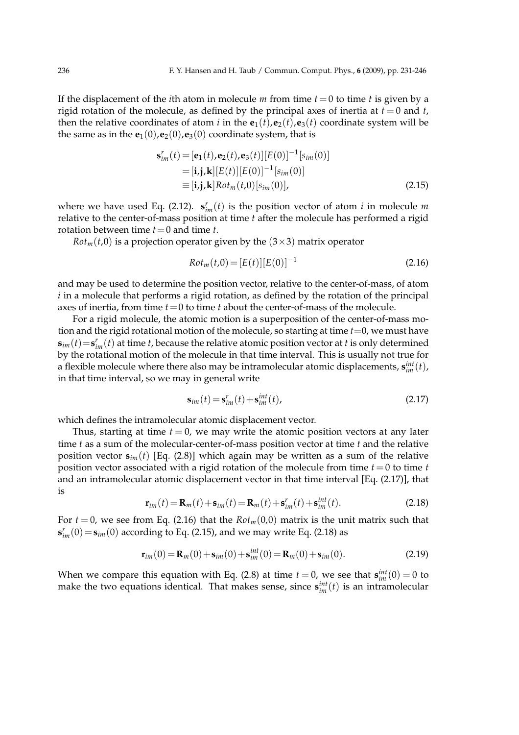If the displacement of the $i$th atom in molecule $m$ from time $t=0$ to time $t$ is given by a rigid rotation of the molecule, as defined by the principal axes of inertia at $t=0$ and $t$, then the relative coordinates of atom $i$ in the $\mathbf{e}_1(t),\mathbf{e}_2(t),\mathbf{e}_3(t)$ coordinate system will be the same as in the $\mathbf{e}_1(0),\mathbf{e}_2(0),\mathbf{e}_3(0)$ coordinate system, that is

$$
\begin{aligned}
\mathbf{s}^r_{im}(t) &= [\mathbf{e}_1(t),\mathbf{e}_2(t),\mathbf{e}_3(t)][E(0)]^{-1}[s_{im}(0)] \\
&= [\mathbf{i},\mathbf{j},\mathbf{k}][E(t)][E(0)]^{-1}[s_{im}(0)] \\
&\equiv [\mathbf{i},\mathbf{j},\mathbf{k}]Rot_m(t,0)[s_{im}(0)],
\end{aligned}
\tag{2.15}
$$

where we have used Eq. (2.12). $\mathbf{s}^r_{im}(t)$ is the position vector of atom $i$ in molecule $m$ relative to the center-of-mass position at time $t$ after the molecule has performed a rigid rotation between time $t=0$ and time $t$.

$Rot_m(t,0)$ is a projection operator given by the $(3\times 3)$ matrix operator

$$
Rot_m(t,0) = [E(t)][E(0)]^{-1} \tag{2.16}
$$

and may be used to determine the position vector, relative to the center-of-mass, of atom $i$ in a molecule that performs a rigid rotation, as defined by the rotation of the principal axes of inertia, from time $t=0$ to time $t$ about the center-of-mass of the molecule.

For a rigid molecule, the atomic motion is a superposition of the center-of-mass motion and the rigid rotational motion of the molecule, so starting at time $t=0$, we must have $\mathbf{s}_{im}(t)=\mathbf{s}^r_{im}(t)$ at time $t$, because the relative atomic position vector at $t$ is only determined by the rotational motion of the molecule in that time interval. This is usually not true for a flexible molecule where there also may be intramolecular atomic displacements, $\mathbf{s}^{int}_{im}(t)$, in that time interval, so we may in general write

$$
\mathbf{s}_{im}(t) = \mathbf{s}^r_{im}(t) + \mathbf{s}^{int}_{im}(t), \tag{2.17}
$$

which defines the intramolecular atomic displacement vector.

Thus, starting at time $t=0$, we may write the atomic position vectors at any later time $t$ as a sum of the molecular-center-of-mass position vector at time $t$ and the relative position vector $\mathbf{s}_{im}(t)$ [Eq. (2.8)] which again may be written as a sum of the relative position vector associated with a rigid rotation of the molecule from time $t=0$ to time $t$ and an intramolecular atomic displacement vector in that time interval [Eq. (2.17)], that is

$$
\mathbf{r}_{im}(t) = \mathbf{R}_m(t) + \mathbf{s}_{im}(t) = \mathbf{R}_m(t) + \mathbf{s}^r_{im}(t) + \mathbf{s}^{int}_{im}(t). \tag{2.18}
$$

For $t=0$, we see from Eq. (2.16) that the $Rot_m(0,0)$ matrix is the unit matrix such that $\mathbf{s}^r_{im}(0)=\mathbf{s}_{im}(0)$ according to Eq. (2.15), and we may write Eq. (2.18) as

$$
\mathbf{r}_{im}(0) = \mathbf{R}_m(0) + \mathbf{s}_{im}(0) + \mathbf{s}^{int}_{im}(0) = \mathbf{R}_m(0) + \mathbf{s}_{im}(0). \tag{2.19}
$$

When we compare this equation with Eq. (2.8) at time $t=0$, we see that $\mathbf{s}^{int}_{im}(0)=0$ to make the two equations identical. That makes sense, since $\mathbf{s}^{int}_{im}(t)$ is an intramolecular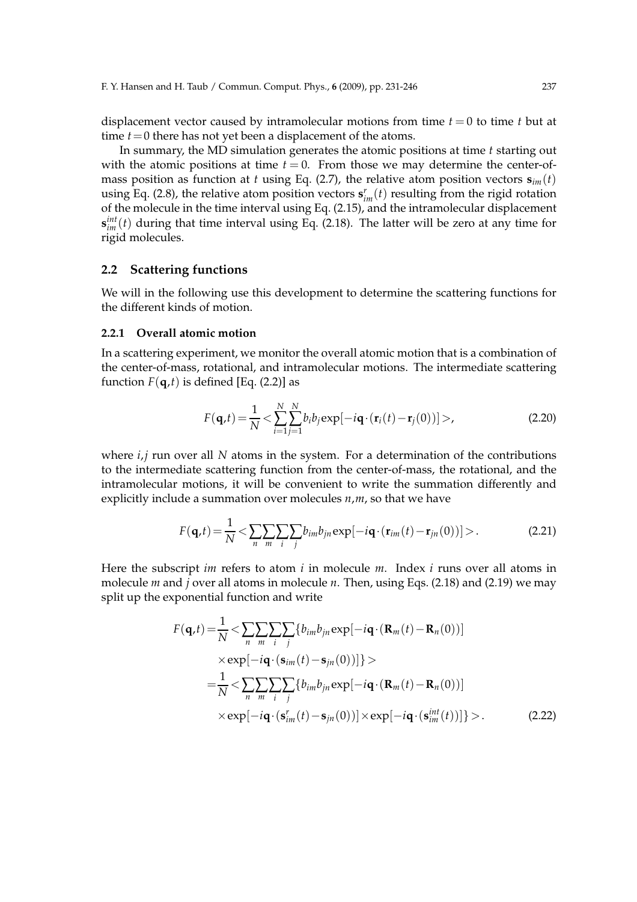displacement vector caused by intramolecular motions from time $t=0$ to time $t$ but at time $t=0$ there has not yet been a displacement of the atoms.

In summary, the MD simulation generates the atomic positions at time $t$ starting out with the atomic positions at time $t=0$. From those we may determine the center-of-mass position as function at $t$ using Eq. (2.7), the relative atom position vectors $\mathbf{s}_{im}(t)$ using Eq. (2.8), the relative atom position vectors $\mathbf{s}^r_{im}(t)$ resulting from the rigid rotation of the molecule in the time interval using Eq. (2.15), and the intramolecular displacement $\mathbf{s}^{int}_{im}(t)$ during that time interval using Eq. (2.18). The latter will be zero at any time for rigid molecules.

## 2.2 Scattering functions

We will in the following use this development to determine the scattering functions for the different kinds of motion.

### 2.2.1 Overall atomic motion

In a scattering experiment, we monitor the overall atomic motion that is a combination of the center-of-mass, rotational, and intramolecular motions. The intermediate scattering function $F(\mathbf{q},t)$ is defined [Eq. (2.2)] as

$$F(\mathbf{q},t)=\frac{1}{N}<\sum_{i=1}^{N}\sum_{j=1}^{N}b_i b_j \exp[-i\mathbf{q}\cdot(\mathbf{r}_i(t)-\mathbf{r}_j(0))]>, \tag{2.20}$$

where $i,j$ run over all $N$ atoms in the system. For a determination of the contributions to the intermediate scattering function from the center-of-mass, the rotational, and the intramolecular motions, it will be convenient to write the summation differently and explicitly include a summation over molecules $n,m$, so that we have

$$F(\mathbf{q},t)=\frac{1}{N}<\sum_n\sum_m\sum_i\sum_j b_{im}b_{jn}\exp[-i\mathbf{q}\cdot(\mathbf{r}_{im}(t)-\mathbf{r}_{jn}(0))]>. \tag{2.21}$$

Here the subscript $im$ refers to atom $i$ in molecule $m$. Index $i$ runs over all atoms in molecule $m$ and $j$ over all atoms in molecule $n$. Then, using Eqs. (2.18) and (2.19) we may split up the exponential function and write

$$\begin{aligned}
F(\mathbf{q},t)=&\frac{1}{N}<\sum_n\sum_m\sum_i\sum_j\{b_{im}b_{jn}\exp[-i\mathbf{q}\cdot(\mathbf{R}_m(t)-\mathbf{R}_n(0))]\\
&\times\exp[-i\mathbf{q}\cdot(\mathbf{s}_{im}(t)-\mathbf{s}_{jn}(0))]\}>\\
=&\frac{1}{N}<\sum_n\sum_m\sum_i\sum_j\{b_{im}b_{jn}\exp[-i\mathbf{q}\cdot(\mathbf{R}_m(t)-\mathbf{R}_n(0))]\\
&\times\exp[-i\mathbf{q}\cdot(\mathbf{s}^r_{im}(t)-\mathbf{s}_{jn}(0))]\times\exp[-i\mathbf{q}\cdot(\mathbf{s}^{int}_{im}(t))]\}>.
\end{aligned} \tag{2.22}$$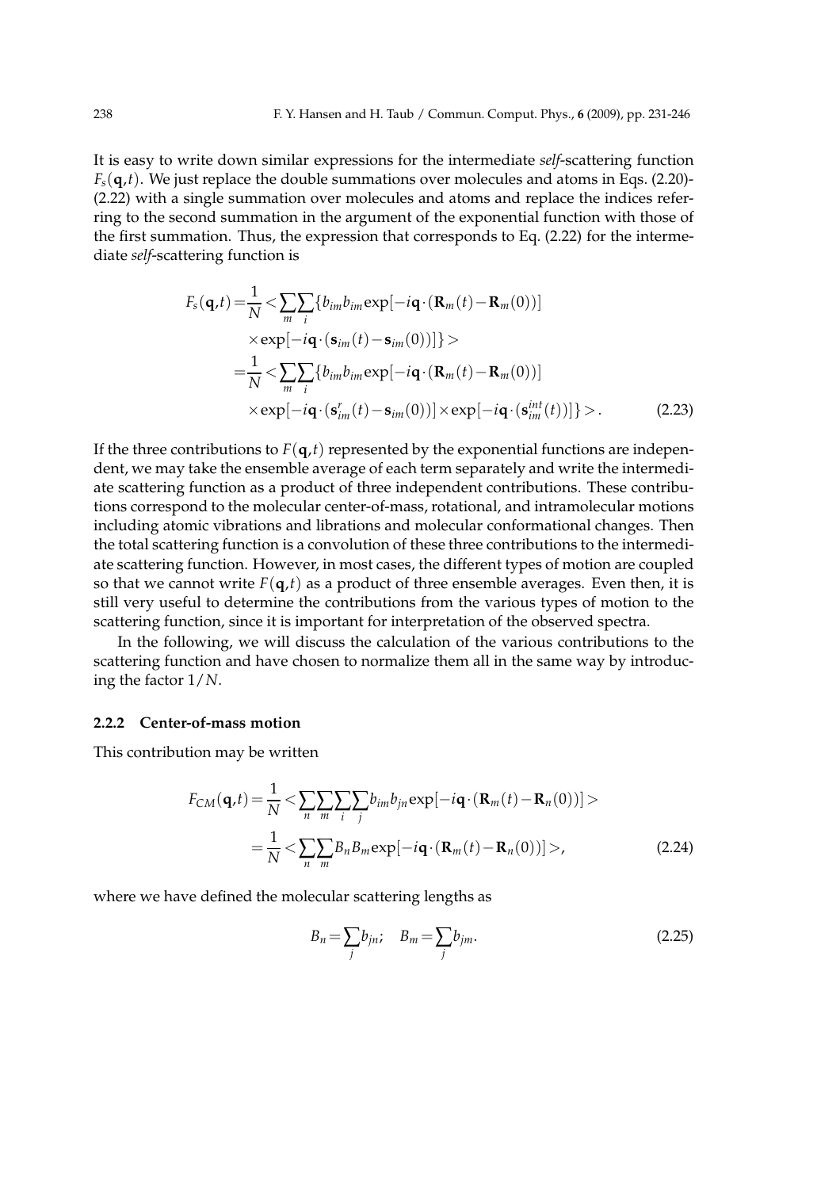It is easy to write down similar expressions for the intermediate *self*-scattering function $F_s(\mathbf{q},t)$. We just replace the double summations over molecules and atoms in Eqs. (2.20)-(2.22) with a single summation over molecules and atoms and replace the indices referring to the second summation in the argument of the exponential function with those of the first summation. Thus, the expression that corresponds to Eq. (2.22) for the intermediate *self*-scattering function is

$$
\begin{aligned}
F_s(\mathbf{q},t) =& \frac{1}{N} < \sum_m \sum_i \{ b_{im} b_{im} \exp[-i\mathbf{q}\cdot(\mathbf{R}_m(t)-\mathbf{R}_m(0))] \\
& \times \exp[-i\mathbf{q}\cdot(\mathbf{s}_{im}(t)-\mathbf{s}_{im}(0))] \} > \\
=& \frac{1}{N} < \sum_m \sum_i \{ b_{im} b_{im} \exp[-i\mathbf{q}\cdot(\mathbf{R}_m(t)-\mathbf{R}_m(0))] \\
& \times \exp[-i\mathbf{q}\cdot(\mathbf{s}^r_{im}(t)-\mathbf{s}_{im}(0))] \times \exp[-i\mathbf{q}\cdot(\mathbf{s}^{int}_{im}(t))] \} > . \qquad (2.23)
\end{aligned}
$$

If the three contributions to $F(\mathbf{q},t)$ represented by the exponential functions are independent, we may take the ensemble average of each term separately and write the intermediate scattering function as a product of three independent contributions. These contributions correspond to the molecular center-of-mass, rotational, and intramolecular motions including atomic vibrations and librations and molecular conformational changes. Then the total scattering function is a convolution of these three contributions to the intermediate scattering function. However, in most cases, the different types of motion are coupled so that we cannot write $F(\mathbf{q},t)$ as a product of three ensemble averages. Even then, it is still very useful to determine the contributions from the various types of motion to the scattering function, since it is important for interpretation of the observed spectra.

In the following, we will discuss the calculation of the various contributions to the scattering function and have chosen to normalize them all in the same way by introducing the factor $1/N$.

### 2.2.2 Center-of-mass motion

This contribution may be written

$$
\begin{aligned}
F_{CM}(\mathbf{q},t) &= \frac{1}{N} < \sum_n \sum_m \sum_i \sum_j b_{im} b_{jn} \exp[-i\mathbf{q}\cdot(\mathbf{R}_m(t)-\mathbf{R}_n(0))] > \\
&= \frac{1}{N} < \sum_n \sum_m B_n B_m \exp[-i\mathbf{q}\cdot(\mathbf{R}_m(t)-\mathbf{R}_n(0))] >, \qquad (2.24)
\end{aligned}
$$

where we have defined the molecular scattering lengths as

$$
B_n = \sum_j b_{jn}; \quad B_m = \sum_j b_{jm}. \qquad (2.25)
$$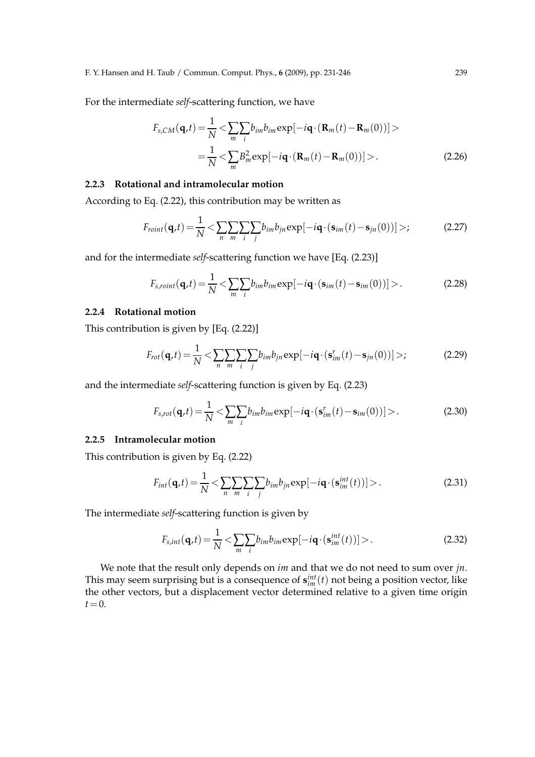For the intermediate *self*-scattering function, we have

$$F_{s,CM}(\mathbf{q},t) = \frac{1}{N} < \sum_m \sum_i b_{im} b_{im} \exp[-i\mathbf{q}\cdot(\mathbf{R}_m(t) - \mathbf{R}_m(0))] >$$
$$= \frac{1}{N} < \sum_m B_m^2 \exp[-i\mathbf{q}\cdot(\mathbf{R}_m(t) - \mathbf{R}_m(0))] >. \tag{2.26}$$

### 2.2.3 Rotational and intramolecular motion

According to Eq. (2.22), this contribution may be written as

$$F_{roint}(\mathbf{q},t) = \frac{1}{N} < \sum_n \sum_m \sum_i \sum_j b_{im} b_{jn} \exp[-i\mathbf{q}\cdot(\mathbf{s}_{im}(t) - \mathbf{s}_{jn}(0))] >; \tag{2.27}$$

and for the intermediate *self*-scattering function we have [Eq. (2.23)]

$$F_{s,roint}(\mathbf{q},t) = \frac{1}{N} < \sum_m \sum_i b_{im} b_{im} \exp[-i\mathbf{q}\cdot(\mathbf{s}_{im}(t) - \mathbf{s}_{im}(0))] >. \tag{2.28}$$

### 2.2.4 Rotational motion

This contribution is given by [Eq. (2.22)]

$$F_{rot}(\mathbf{q},t) = \frac{1}{N} < \sum_n \sum_m \sum_i \sum_j b_{im} b_{jn} \exp[-i\mathbf{q}\cdot(\mathbf{s}^r_{im}(t) - \mathbf{s}_{jn}(0))] >; \tag{2.29}$$

and the intermediate *self*-scattering function is given by Eq. (2.23)

$$F_{s,rot}(\mathbf{q},t) = \frac{1}{N} < \sum_m \sum_i b_{im} b_{im} \exp[-i\mathbf{q}\cdot(\mathbf{s}^r_{im}(t) - \mathbf{s}_{im}(0))] >. \tag{2.30}$$

### 2.2.5 Intramolecular motion

This contribution is given by Eq. (2.22)

$$F_{int}(\mathbf{q},t) = \frac{1}{N} < \sum_n \sum_m \sum_i \sum_j b_{im} b_{jn} \exp[-i\mathbf{q}\cdot(\mathbf{s}^{int}_{im}(t))] >. \tag{2.31}$$

The intermediate *self*-scattering function is given by

$$F_{s,int}(\mathbf{q},t) = \frac{1}{N} < \sum_m \sum_i b_{im} b_{im} \exp[-i\mathbf{q}\cdot(\mathbf{s}^{int}_{im}(t))] >. \tag{2.32}$$

We note that the result only depends on $im$ and that we do not need to sum over $jn$. This may seem surprising but is a consequence of $\mathbf{s}^{int}_{im}(t)$ not being a position vector, like the other vectors, but a displacement vector determined relative to a given time origin $t = 0$.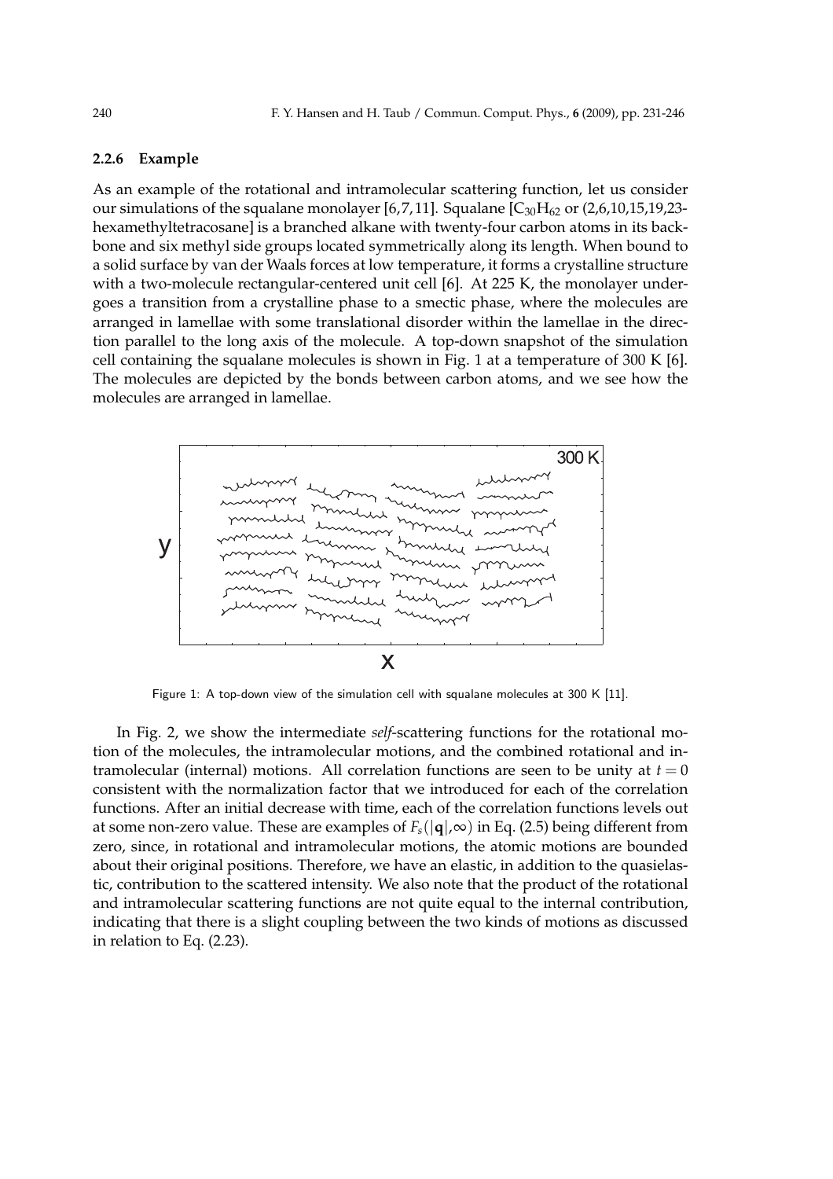#### 2.2.6 Example

As an example of the rotational and intramolecular scattering function, let us consider our simulations of the squalane monolayer [6,7,11]. Squalane [$C_{30}H_{62}$ or (2,6,10,15,19,23-hexamethyltetracosane] is a branched alkane with twenty-four carbon atoms in its backbone and six methyl side groups located symmetrically along its length. When bound to a solid surface by van der Waals forces at low temperature, it forms a crystalline structure with a two-molecule rectangular-centered unit cell [6]. At 225 K, the monolayer undergoes a transition from a crystalline phase to a smectic phase, where the molecules are arranged in lamellae with some translational disorder within the lamellae in the direction parallel to the long axis of the molecule. A top-down snapshot of the simulation cell containing the squalane molecules is shown in Fig. 1 at a temperature of 300 K [6]. The molecules are depicted by the bonds between carbon atoms, and we see how the molecules are arranged in lamellae.

Figure 1: A top-down view of the simulation cell with squalane molecules at 300 K [11].

In Fig. 2, we show the intermediate *self*-scattering functions for the rotational motion of the molecules, the intramolecular motions, and the combined rotational and intramolecular (internal) motions. All correlation functions are seen to be unity at $t=0$ consistent with the normalization factor that we introduced for each of the correlation functions. After an initial decrease with time, each of the correlation functions levels out at some non-zero value. These are examples of $F_s(|\mathbf{q}|,\infty)$ in Eq. (2.5) being different from zero, since, in rotational and intramolecular motions, the atomic motions are bounded about their original positions. Therefore, we have an elastic, in addition to the quasielastic, contribution to the scattered intensity. We also note that the product of the rotational and intramolecular scattering functions are not quite equal to the internal contribution, indicating that there is a slight coupling between the two kinds of motions as discussed in relation to Eq. (2.23).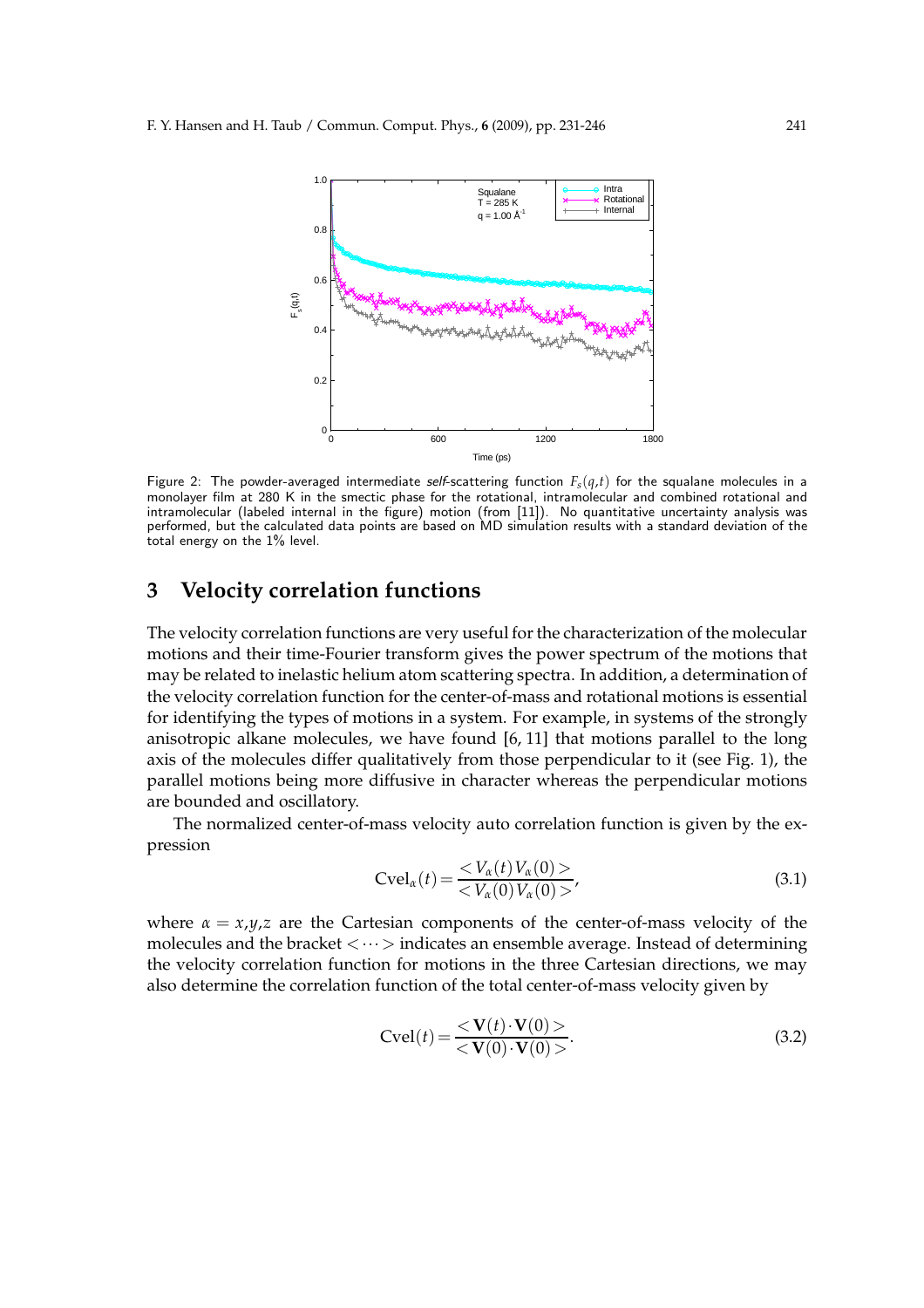Figure 2: The powder-averaged intermediate *self*-scattering function $F_s(q,t)$ for the squalane molecules in a monolayer film at 280 K in the smectic phase for the rotational, intramolecular and combined rotational and intramolecular (labeled internal in the figure) motion (from [11]). No quantitative uncertainty analysis was performed, but the calculated data points are based on MD simulation results with a standard deviation of the total energy on the 1% level.

## 3 Velocity correlation functions

The velocity correlation functions are very useful for the characterization of the molecular motions and their time-Fourier transform gives the power spectrum of the motions that may be related to inelastic helium atom scattering spectra. In addition, a determination of the velocity correlation function for the center-of-mass and rotational motions is essential for identifying the types of motions in a system. For example, in systems of the strongly anisotropic alkane molecules, we have found [6, 11] that motions parallel to the long axis of the molecules differ qualitatively from those perpendicular to it (see Fig. 1), the parallel motions being more diffusive in character whereas the perpendicular motions are bounded and oscillatory.

The normalized center-of-mass velocity auto correlation function is given by the expression

$$\mathrm{Cvel}_\alpha(t) = \frac{< V_\alpha(t)\, V_\alpha(0) >}{< V_\alpha(0)\, V_\alpha(0) >}, \tag{3.1}$$

where $\alpha = x,y,z$ are the Cartesian components of the center-of-mass velocity of the molecules and the bracket $< \cdots >$ indicates an ensemble average. Instead of determining the velocity correlation function for motions in the three Cartesian directions, we may also determine the correlation function of the total center-of-mass velocity given by

$$\mathrm{Cvel}(t) = \frac{< \mathbf{V}(t) \cdot \mathbf{V}(0) >}{< \mathbf{V}(0) \cdot \mathbf{V}(0) >}. \tag{3.2}$$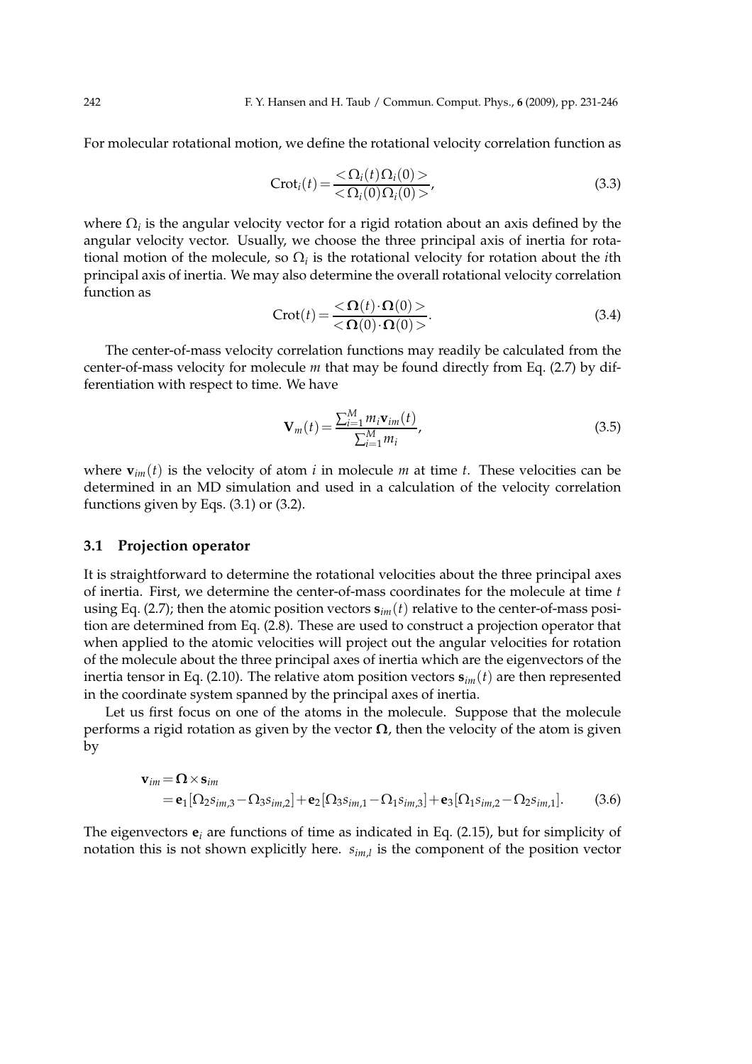For molecular rotational motion, we define the rotational velocity correlation function as

$$\text{Crot}_i(t) = \frac{<\Omega_i(t)\Omega_i(0)>}{<\Omega_i(0)\Omega_i(0)>}, \tag{3.3}$$

where $\Omega_i$ is the angular velocity vector for a rigid rotation about an axis defined by the angular velocity vector. Usually, we choose the three principal axis of inertia for rotational motion of the molecule, so $\Omega_i$ is the rotational velocity for rotation about the $i$th principal axis of inertia. We may also determine the overall rotational velocity correlation function as

$$\text{Crot}(t) = \frac{<\mathbf{\Omega}(t)\cdot\mathbf{\Omega}(0)>}{<\mathbf{\Omega}(0)\cdot\mathbf{\Omega}(0)>}. \tag{3.4}$$

The center-of-mass velocity correlation functions may readily be calculated from the center-of-mass velocity for molecule $m$ that may be found directly from Eq. (2.7) by differentiation with respect to time. We have

$$\mathbf{V}_m(t) = \frac{\sum_{i=1}^{M} m_i \mathbf{v}_{im}(t)}{\sum_{i=1}^{M} m_i}, \tag{3.5}$$

where $\mathbf{v}_{im}(t)$ is the velocity of atom $i$ in molecule $m$ at time $t$. These velocities can be determined in an MD simulation and used in a calculation of the velocity correlation functions given by Eqs. (3.1) or (3.2).

### 3.1 Projection operator

It is straightforward to determine the rotational velocities about the three principal axes of inertia. First, we determine the center-of-mass coordinates for the molecule at time $t$ using Eq. (2.7); then the atomic position vectors $\mathbf{s}_{im}(t)$ relative to the center-of-mass position are determined from Eq. (2.8). These are used to construct a projection operator that when applied to the atomic velocities will project out the angular velocities for rotation of the molecule about the three principal axes of inertia which are the eigenvectors of the inertia tensor in Eq. (2.10). The relative atom position vectors $\mathbf{s}_{im}(t)$ are then represented in the coordinate system spanned by the principal axes of inertia.

Let us first focus on one of the atoms in the molecule. Suppose that the molecule performs a rigid rotation as given by the vector $\mathbf{\Omega}$, then the velocity of the atom is given by

$$\begin{aligned}\mathbf{v}_{im} &= \mathbf{\Omega} \times \mathbf{s}_{im} \\ &= \mathbf{e}_1[\Omega_2 s_{im,3} - \Omega_3 s_{im,2}] + \mathbf{e}_2[\Omega_3 s_{im,1} - \Omega_1 s_{im,3}] + \mathbf{e}_3[\Omega_1 s_{im,2} - \Omega_2 s_{im,1}].\end{aligned} \tag{3.6}$$

The eigenvectors $\mathbf{e}_i$ are functions of time as indicated in Eq. (2.15), but for simplicity of notation this is not shown explicitly here. $s_{im,l}$ is the component of the position vector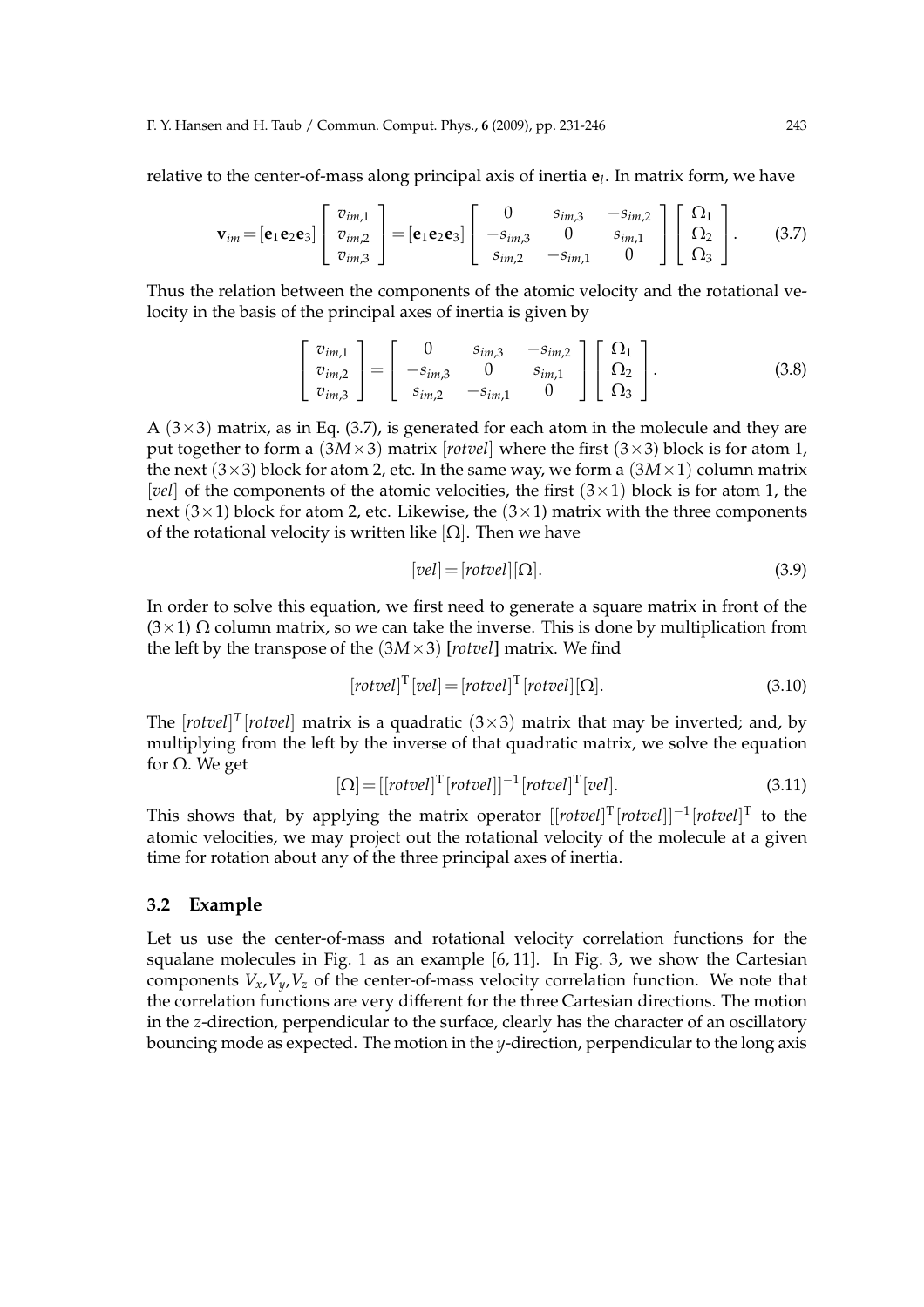relative to the center-of-mass along principal axis of inertia $\mathbf{e}_l$. In matrix form, we have

$$\mathbf{v}_{im}=[\mathbf{e}_1\mathbf{e}_2\mathbf{e}_3]\begin{bmatrix} v_{im,1} \\ v_{im,2} \\ v_{im,3} \end{bmatrix}=[\mathbf{e}_1\mathbf{e}_2\mathbf{e}_3]\begin{bmatrix} 0 & s_{im,3} & -s_{im,2} \\ -s_{im,3} & 0 & s_{im,1} \\ s_{im,2} & -s_{im,1} & 0 \end{bmatrix}\begin{bmatrix} \Omega_1 \\ \Omega_2 \\ \Omega_3 \end{bmatrix}. \tag{3.7}$$

Thus the relation between the components of the atomic velocity and the rotational velocity in the basis of the principal axes of inertia is given by

$$\begin{bmatrix} v_{im,1} \\ v_{im,2} \\ v_{im,3} \end{bmatrix}=\begin{bmatrix} 0 & s_{im,3} & -s_{im,2} \\ -s_{im,3} & 0 & s_{im,1} \\ s_{im,2} & -s_{im,1} & 0 \end{bmatrix}\begin{bmatrix} \Omega_1 \\ \Omega_2 \\ \Omega_3 \end{bmatrix}. \tag{3.8}$$

A $(3\times3)$ matrix, as in Eq. (3.7), is generated for each atom in the molecule and they are put together to form a $(3M\times3)$ matrix $[rotvel]$ where the first $(3\times3)$ block is for atom 1, the next $(3\times3)$ block for atom 2, etc. In the same way, we form a $(3M\times1)$ column matrix $[vel]$ of the components of the atomic velocities, the first $(3\times1)$ block is for atom 1, the next $(3\times1)$ block for atom 2, etc. Likewise, the $(3\times1)$ matrix with the three components of the rotational velocity is written like $[\Omega]$. Then we have

$$[vel]=[rotvel][\Omega]. \tag{3.9}$$

In order to solve this equation, we first need to generate a square matrix in front of the $(3\times1)$ $\Omega$ column matrix, so we can take the inverse. This is done by multiplication from the left by the transpose of the $(3M\times3)$ $[rotvel]$ matrix. We find

$$[rotvel]^{\mathrm{T}}[vel]=[rotvel]^{\mathrm{T}}[rotvel][\Omega]. \tag{3.10}$$

The $[rotvel]^T[rotvel]$ matrix is a quadratic $(3\times3)$ matrix that may be inverted; and, by multiplying from the left by the inverse of that quadratic matrix, we solve the equation for $\Omega$. We get

$$[\Omega]=[[rotvel]^{\mathrm{T}}[rotvel]]^{-1}[rotvel]^{\mathrm{T}}[vel]. \tag{3.11}$$

This shows that, by applying the matrix operator $[[rotvel]^{\mathrm{T}}[rotvel]]^{-1}[rotvel]^{\mathrm{T}}$ to the atomic velocities, we may project out the rotational velocity of the molecule at a given time for rotation about any of the three principal axes of inertia.

### 3.2 Example

Let us use the center-of-mass and rotational velocity correlation functions for the squalane molecules in Fig. 1 as an example [6, 11]. In Fig. 3, we show the Cartesian components $V_x,V_y,V_z$ of the center-of-mass velocity correlation function. We note that the correlation functions are very different for the three Cartesian directions. The motion in the $z$-direction, perpendicular to the surface, clearly has the character of an oscillatory bouncing mode as expected. The motion in the $y$-direction, perpendicular to the long axis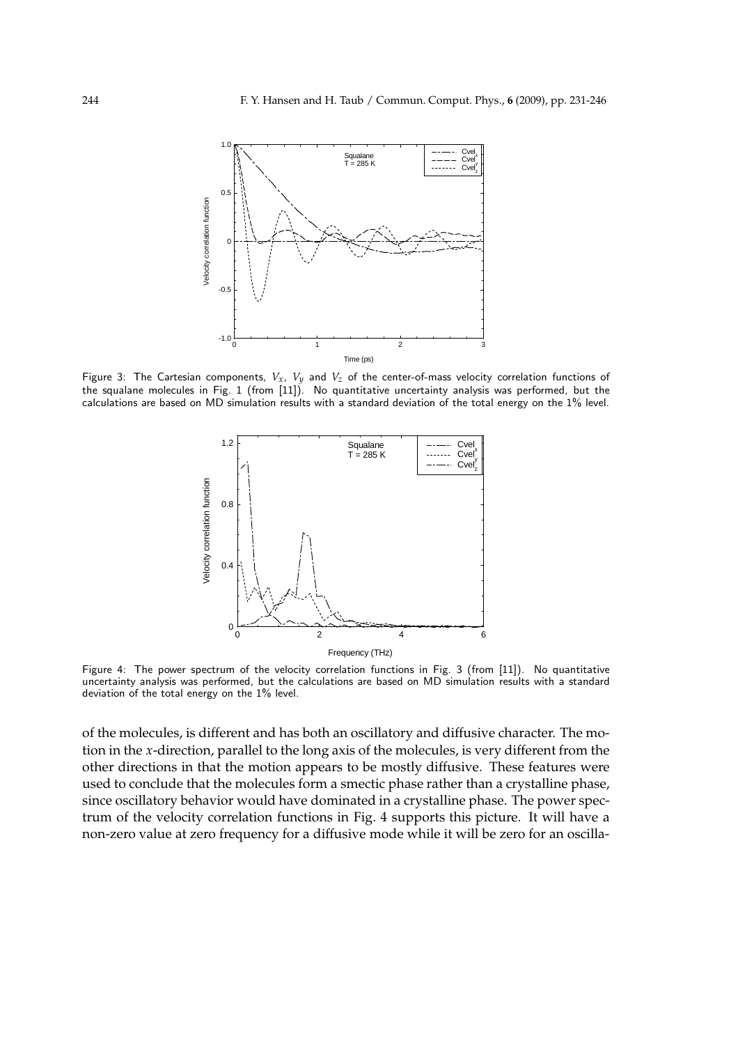Figure 3: The Cartesian components, $V_x$, $V_y$ and $V_z$ of the center-of-mass velocity correlation functions of the squalane molecules in Fig. 1 (from [11]). No quantitative uncertainty analysis was performed, but the calculations are based on MD simulation results with a standard deviation of the total energy on the 1% level.

Figure 4: The power spectrum of the velocity correlation functions in Fig. 3 (from [11]). No quantitative uncertainty analysis was performed, but the calculations are based on MD simulation results with a standard deviation of the total energy on the 1% level.

of the molecules, is different and has both an oscillatory and diffusive character. The motion in the $x$-direction, parallel to the long axis of the molecules, is very different from the other directions in that the motion appears to be mostly diffusive. These features were used to conclude that the molecules form a smectic phase rather than a crystalline phase, since oscillatory behavior would have dominated in a crystalline phase. The power spectrum of the velocity correlation functions in Fig. 4 supports this picture. It will have a non-zero value at zero frequency for a diffusive mode while it will be zero for an oscilla-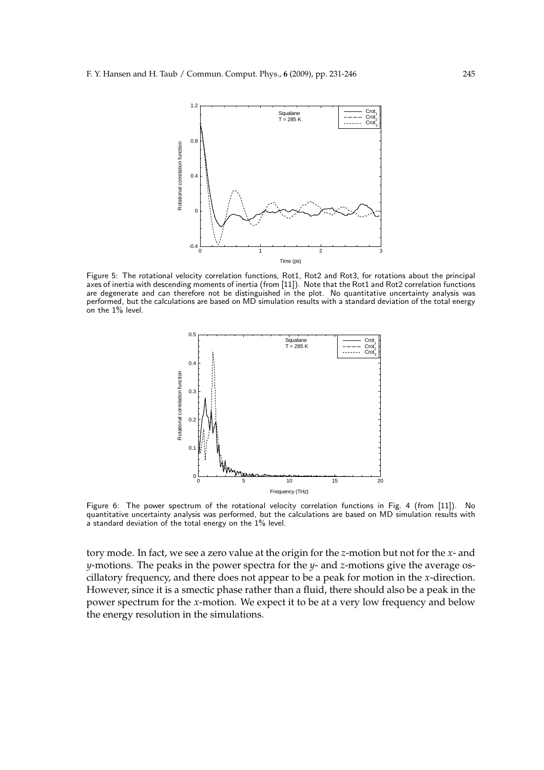Figure 5: The rotational velocity correlation functions, Rot1, Rot2 and Rot3, for rotations about the principal axes of inertia with descending moments of inertia (from [11]). Note that the Rot1 and Rot2 correlation functions are degenerate and can therefore not be distinguished in the plot. No quantitative uncertainty analysis was performed, but the calculations are based on MD simulation results with a standard deviation of the total energy on the 1% level.

Figure 6: The power spectrum of the rotational velocity correlation functions in Fig. 4 (from [11]). No quantitative uncertainty analysis was performed, but the calculations are based on MD simulation results with a standard deviation of the total energy on the 1% level.

tory mode. In fact, we see a zero value at the origin for the $z$-motion but not for the $x$- and $y$-motions. The peaks in the power spectra for the $y$- and $z$-motions give the average oscillatory frequency, and there does not appear to be a peak for motion in the $x$-direction. However, since it is a smectic phase rather than a fluid, there should also be a peak in the power spectrum for the $x$-motion. We expect it to be at a very low frequency and below the energy resolution in the simulations.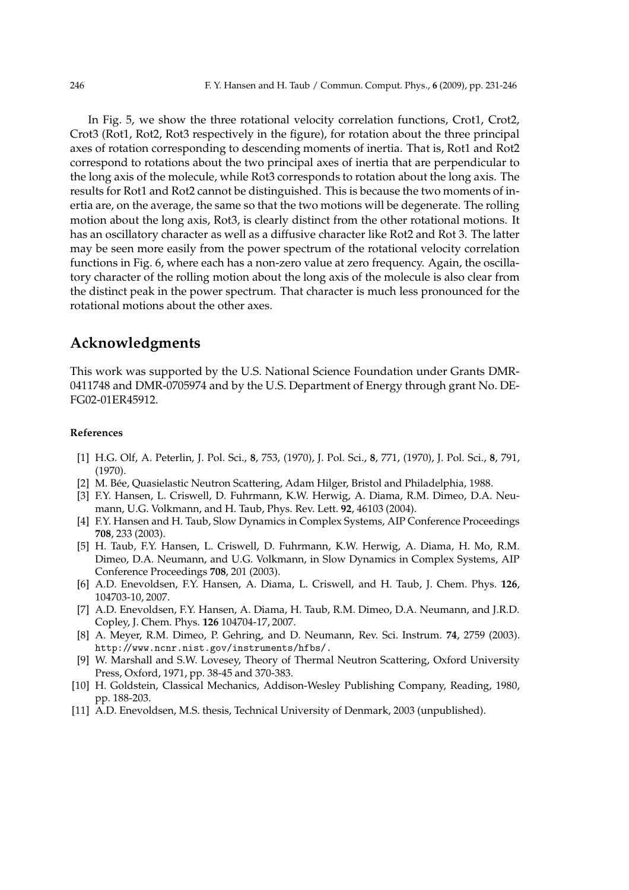In Fig. 5, we show the three rotational velocity correlation functions, Crot1, Crot2, Crot3 (Rot1, Rot2, Rot3 respectively in the figure), for rotation about the three principal axes of rotation corresponding to descending moments of inertia. That is, Rot1 and Rot2 correspond to rotations about the two principal axes of inertia that are perpendicular to the long axis of the molecule, while Rot3 corresponds to rotation about the long axis. The results for Rot1 and Rot2 cannot be distinguished. This is because the two moments of inertia are, on the average, the same so that the two motions will be degenerate. The rolling motion about the long axis, Rot3, is clearly distinct from the other rotational motions. It has an oscillatory character as well as a diffusive character like Rot2 and Rot 3. The latter may be seen more easily from the power spectrum of the rotational velocity correlation functions in Fig. 6, where each has a non-zero value at zero frequency. Again, the oscillatory character of the rolling motion about the long axis of the molecule is also clear from the distinct peak in the power spectrum. That character is much less pronounced for the rotational motions about the other axes.

## Acknowledgments

This work was supported by the U.S. National Science Foundation under Grants DMR-0411748 and DMR-0705974 and by the U.S. Department of Energy through grant No. DE-FG02-01ER45912.

### References

[1] H.G. Olf, A. Peterlin, J. Pol. Sci., **8**, 753, (1970), J. Pol. Sci., **8**, 771, (1970), J. Pol. Sci., **8**, 791, (1970).

[2] M. Bée, Quasielastic Neutron Scattering, Adam Hilger, Bristol and Philadelphia, 1988.

[3] F.Y. Hansen, L. Criswell, D. Fuhrmann, K.W. Herwig, A. Diama, R.M. Dimeo, D.A. Neumann, U.G. Volkmann, and H. Taub, Phys. Rev. Lett. **92**, 46103 (2004).

[4] F.Y. Hansen and H. Taub, Slow Dynamics in Complex Systems, AIP Conference Proceedings **708**, 233 (2003).

[5] H. Taub, F.Y. Hansen, L. Criswell, D. Fuhrmann, K.W. Herwig, A. Diama, H. Mo, R.M. Dimeo, D.A. Neumann, and U.G. Volkmann, in Slow Dynamics in Complex Systems, AIP Conference Proceedings **708**, 201 (2003).

[6] A.D. Enevoldsen, F.Y. Hansen, A. Diama, L. Criswell, and H. Taub, J. Chem. Phys. **126**, 104703-10, 2007.

[7] A.D. Enevoldsen, F.Y. Hansen, A. Diama, H. Taub, R.M. Dimeo, D.A. Neumann, and J.R.D. Copley, J. Chem. Phys. **126** 104704-17, 2007.

[8] A. Meyer, R.M. Dimeo, P. Gehring, and D. Neumann, Rev. Sci. Instrum. **74**, 2759 (2003). `http://www.ncnr.nist.gov/instruments/hfbs/`.

[9] W. Marshall and S.W. Lovesey, Theory of Thermal Neutron Scattering, Oxford University Press, Oxford, 1971, pp. 38-45 and 370-383.

[10] H. Goldstein, Classical Mechanics, Addison-Wesley Publishing Company, Reading, 1980, pp. 188-203.

[11] A.D. Enevoldsen, M.S. thesis, Technical University of Denmark, 2003 (unpublished).